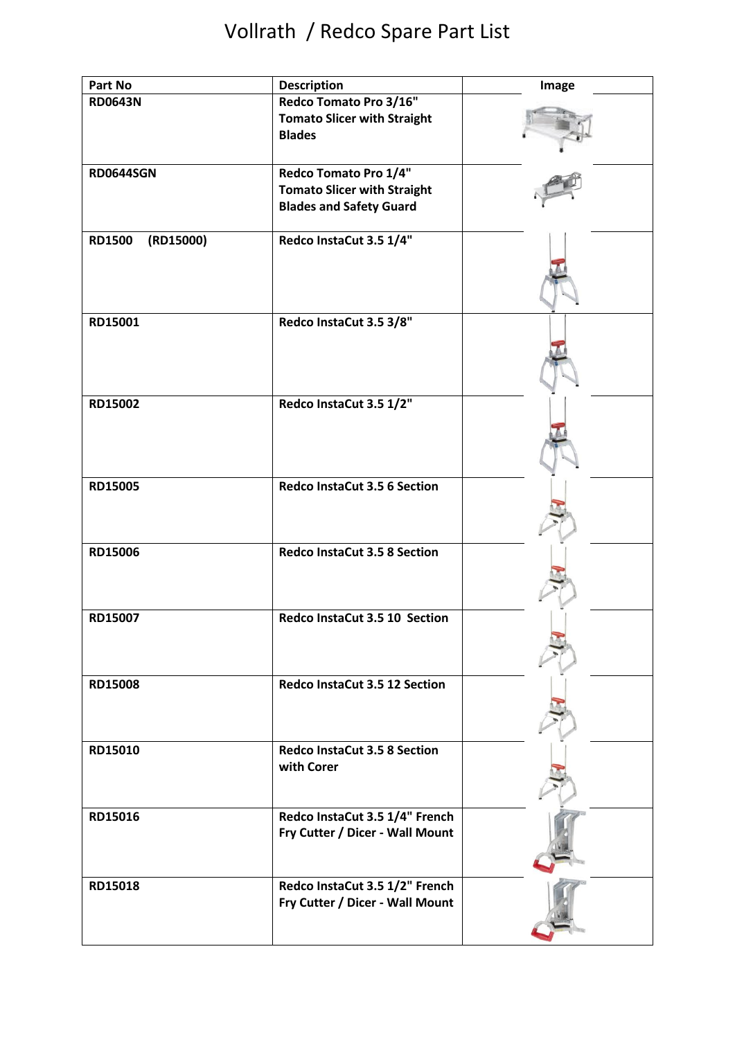# Vollrath / Redco Spare Part List

| Part No | Description | Image |
|---|---|---|
| **RD0643N** | **Redco Tomato Pro 3/16" Tomato Slicer with Straight Blades** | |
| **RD0644SGN** | **Redco Tomato Pro 1/4" Tomato Slicer with Straight Blades and Safety Guard** | |
| **RD1500 (RD15000)** | **Redco InstaCut 3.5 1/4"** | |
| **RD15001** | **Redco InstaCut 3.5 3/8"** | |
| **RD15002** | **Redco InstaCut 3.5 1/2"** | |
| **RD15005** | **Redco InstaCut 3.5 6 Section** | |
| **RD15006** | **Redco InstaCut 3.5 8 Section** | |
| **RD15007** | **Redco InstaCut 3.5 10 Section** | |
| **RD15008** | **Redco InstaCut 3.5 12 Section** | |
| **RD15010** | **Redco InstaCut 3.5 8 Section with Corer** | |
| **RD15016** | **Redco InstaCut 3.5 1/4" French Fry Cutter / Dicer - Wall Mount** | |
| **RD15018** | **Redco InstaCut 3.5 1/2" French Fry Cutter / Dicer - Wall Mount** | |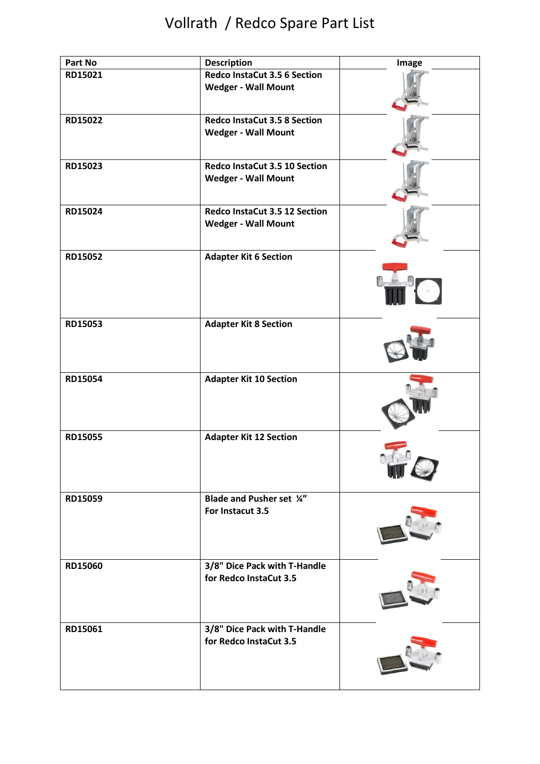# Vollrath / Redco Spare Part List

| Part No | Description | Image |
|---|---|---|
| RD15021 | Redco InstaCut 3.5 6 Section Wedger - Wall Mount | |
| RD15022 | Redco InstaCut 3.5 8 Section Wedger - Wall Mount | |
| RD15023 | Redco InstaCut 3.5 10 Section Wedger - Wall Mount | |
| RD15024 | Redco InstaCut 3.5 12 Section Wedger - Wall Mount | |
| RD15052 | Adapter Kit 6 Section | |
| RD15053 | Adapter Kit 8 Section | |
| RD15054 | Adapter Kit 10 Section | |
| RD15055 | Adapter Kit 12 Section | |
| RD15059 | Blade and Pusher set ¼" For Instacut 3.5 | |
| RD15060 | 3/8" Dice Pack with T-Handle for Redco InstaCut 3.5 | |
| RD15061 | 3/8" Dice Pack with T-Handle for Redco InstaCut 3.5 | |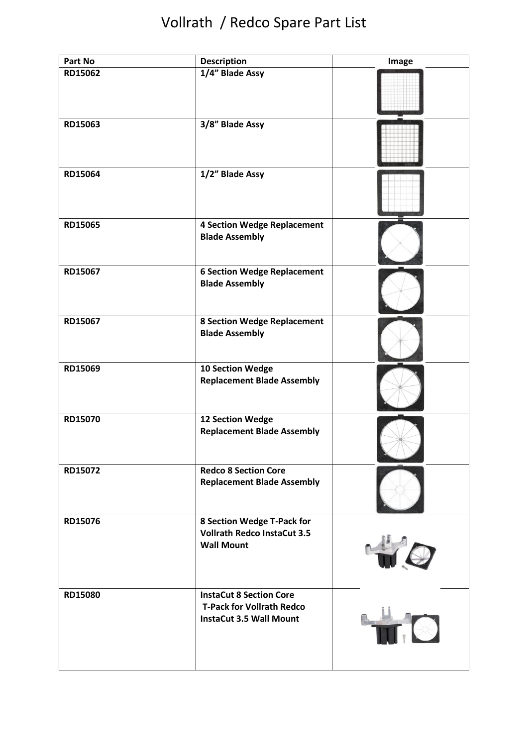# Vollrath / Redco Spare Part List

| Part No | Description | Image |
|---|---|---|
| RD15062 | 1/4" Blade Assy | |
| RD15063 | 3/8" Blade Assy | |
| RD15064 | 1/2" Blade Assy | |
| RD15065 | 4 Section Wedge Replacement Blade Assembly | |
| RD15067 | 6 Section Wedge Replacement Blade Assembly | |
| RD15067 | 8 Section Wedge Replacement Blade Assembly | |
| RD15069 | 10 Section Wedge Replacement Blade Assembly | |
| RD15070 | 12 Section Wedge Replacement Blade Assembly | |
| RD15072 | Redco 8 Section Core Replacement Blade Assembly | |
| RD15076 | 8 Section Wedge T-Pack for Vollrath Redco InstaCut 3.5 Wall Mount | |
| RD15080 | InstaCut 8 Section Core T-Pack for Vollrath Redco InstaCut 3.5 Wall Mount | |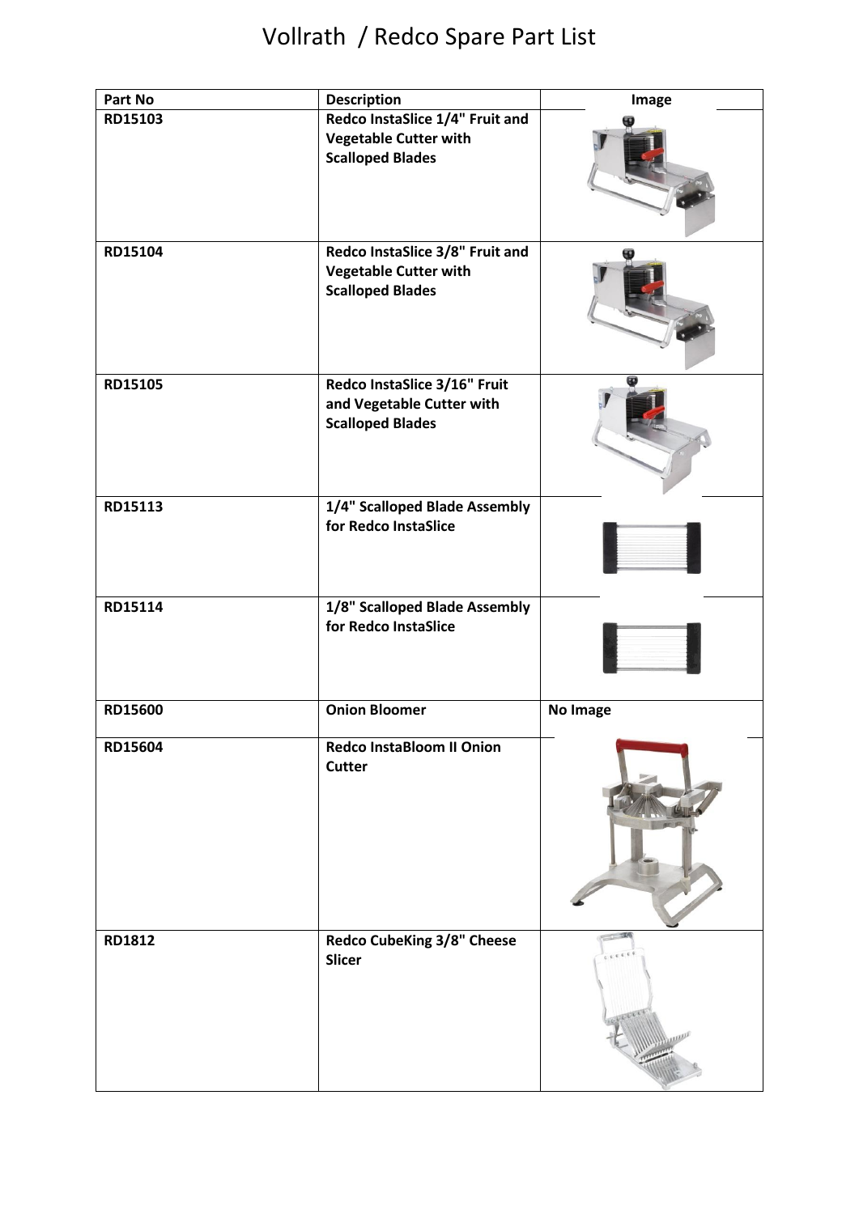# Vollrath / Redco Spare Part List

| Part No | Description | Image |
|---|---|---|
| RD15103 | **Redco InstaSlice 1/4" Fruit and Vegetable Cutter with Scalloped Blades** | |
| RD15104 | **Redco InstaSlice 3/8" Fruit and Vegetable Cutter with Scalloped Blades** | |
| RD15105 | **Redco InstaSlice 3/16" Fruit and Vegetable Cutter with Scalloped Blades** | |
| RD15113 | **1/4" Scalloped Blade Assembly for Redco InstaSlice** | |
| RD15114 | **1/8" Scalloped Blade Assembly for Redco InstaSlice** | |
| RD15600 | **Onion Bloomer** | No Image |
| RD15604 | **Redco InstaBloom II Onion Cutter** | |
| RD1812 | **Redco CubeKing 3/8" Cheese Slicer** | |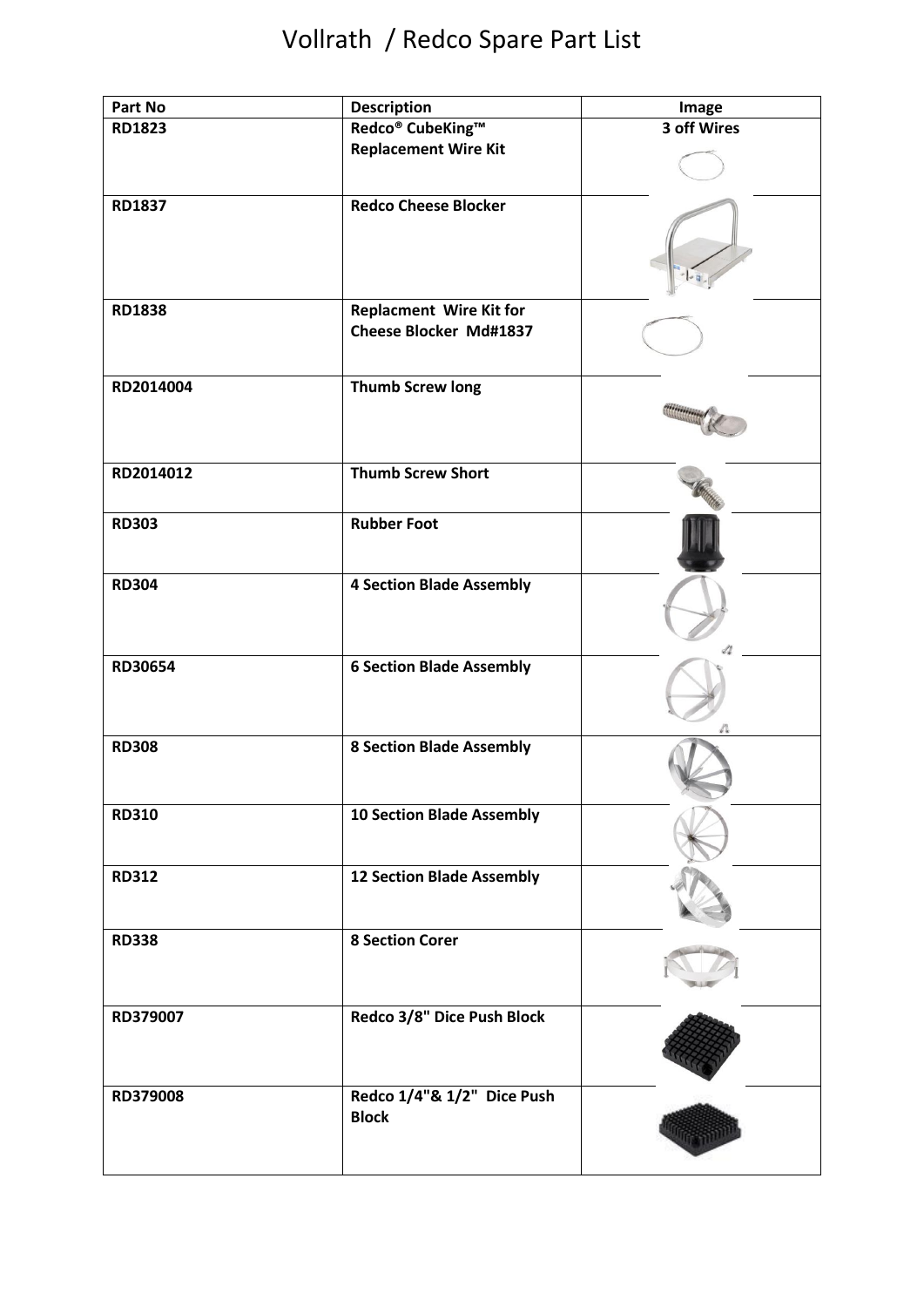# Vollrath / Redco Spare Part List

| Part No | Description | Image |
|---|---|---|
| RD1823 | Redco® CubeKing™ Replacement Wire Kit | 3 off Wires |
| RD1837 | Redco Cheese Blocker | |
| RD1838 | Replacment Wire Kit for Cheese Blocker Md#1837 | |
| RD2014004 | Thumb Screw long | |
| RD2014012 | Thumb Screw Short | |
| RD303 | Rubber Foot | |
| RD304 | 4 Section Blade Assembly | |
| RD30654 | 6 Section Blade Assembly | |
| RD308 | 8 Section Blade Assembly | |
| RD310 | 10 Section Blade Assembly | |
| RD312 | 12 Section Blade Assembly | |
| RD338 | 8 Section Corer | |
| RD379007 | Redco 3/8" Dice Push Block | |
| RD379008 | Redco 1/4"& 1/2" Dice Push Block | |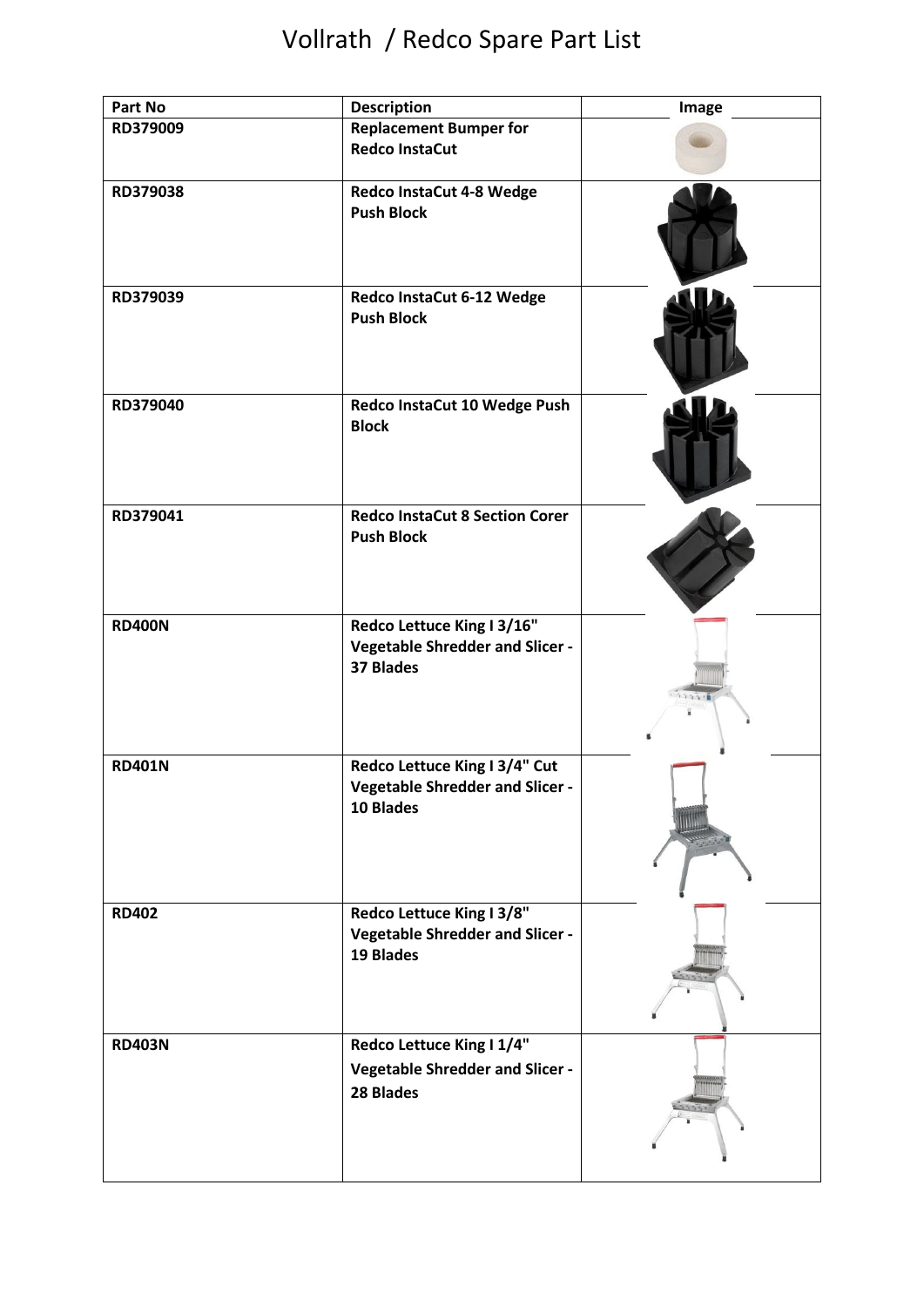# Vollrath / Redco Spare Part List

| Part No | Description | Image |
| --- | --- | --- |
| RD379009 | **Replacement Bumper for Redco InstaCut** | |
| RD379038 | **Redco InstaCut 4-8 Wedge Push Block** | |
| RD379039 | **Redco InstaCut 6-12 Wedge Push Block** | |
| RD379040 | **Redco InstaCut 10 Wedge Push Block** | |
| RD379041 | **Redco InstaCut 8 Section Corer Push Block** | |
| **RD400N** | **Redco Lettuce King I 3/16" Vegetable Shredder and Slicer - 37 Blades** | |
| **RD401N** | **Redco Lettuce King I 3/4" Cut Vegetable Shredder and Slicer - 10 Blades** | |
| **RD402** | **Redco Lettuce King I 3/8" Vegetable Shredder and Slicer - 19 Blades** | |
| **RD403N** | **Redco Lettuce King I 1/4" Vegetable Shredder and Slicer - 28 Blades** | |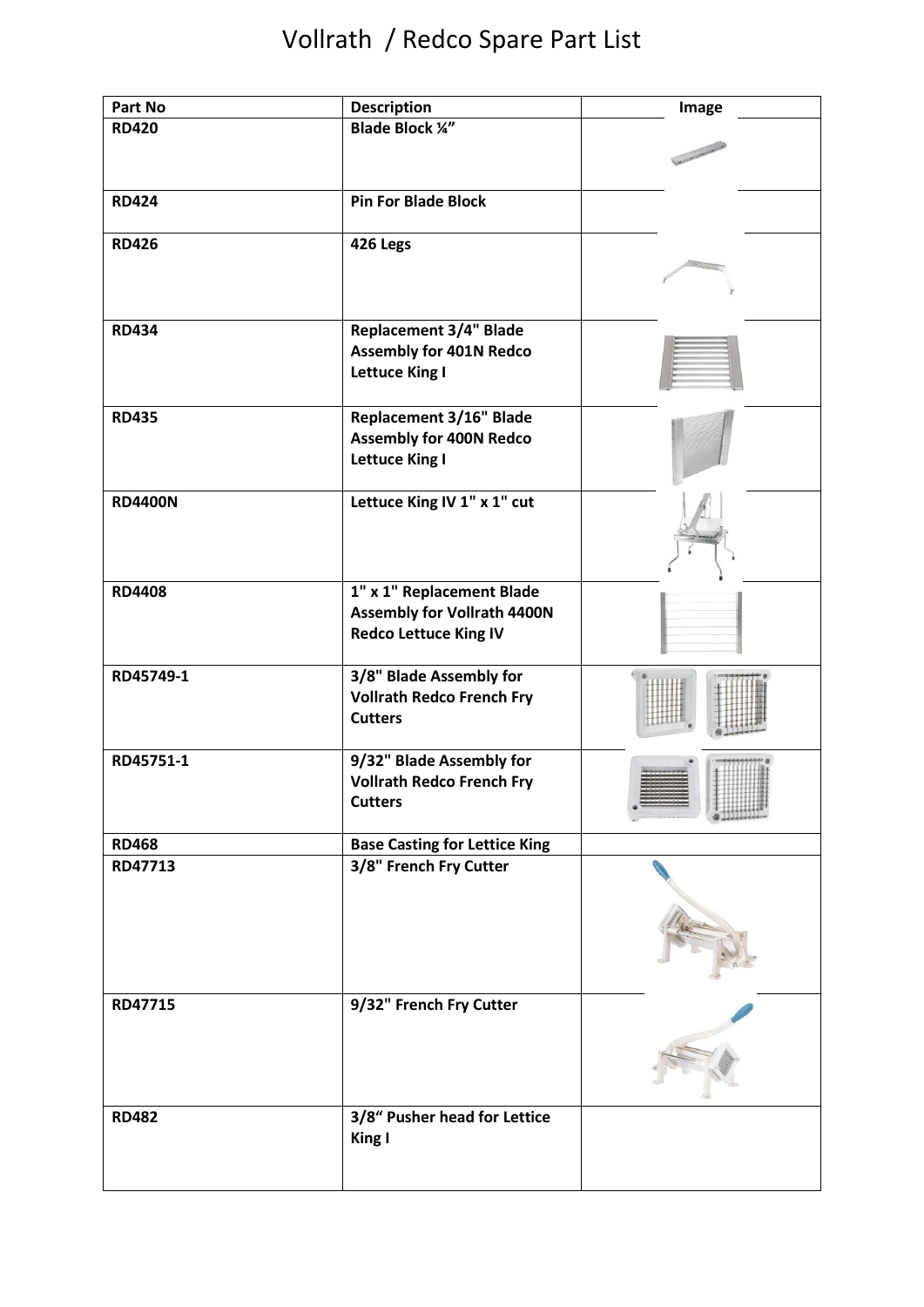# Vollrath / Redco Spare Part List

| Part No | Description | Image |
|---|---|---|
| **RD420** | **Blade Block ¼"** | |
| **RD424** | **Pin For Blade Block** | |
| **RD426** | **426 Legs** | |
| **RD434** | **Replacement 3/4" Blade Assembly for 401N Redco Lettuce King I** | |
| **RD435** | **Replacement 3/16" Blade Assembly for 400N Redco Lettuce King I** | |
| **RD4400N** | **Lettuce King IV 1" x 1" cut** | |
| **RD4408** | **1" x 1" Replacement Blade Assembly for Vollrath 4400N Redco Lettuce King IV** | |
| **RD45749-1** | **3/8" Blade Assembly for Vollrath Redco French Fry Cutters** | |
| **RD45751-1** | **9/32" Blade Assembly for Vollrath Redco French Fry Cutters** | |
| **RD468** | **Base Casting for Lettice King** | |
| **RD47713** | **3/8" French Fry Cutter** | |
| **RD47715** | **9/32" French Fry Cutter** | |
| **RD482** | **3/8" Pusher head for Lettice King I** | |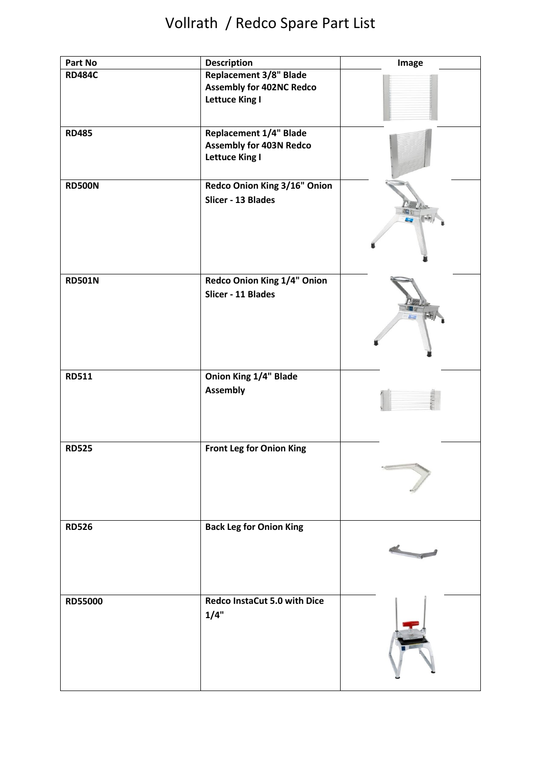# Vollrath / Redco Spare Part List

| Part No | Description | Image |
|---|---|---|
| **RD484C** | **Replacement 3/8" Blade Assembly for 402NC Redco Lettuce King I** | |
| **RD485** | **Replacement 1/4" Blade Assembly for 403N Redco Lettuce King I** | |
| **RD500N** | **Redco Onion King 3/16" Onion Slicer - 13 Blades** | |
| **RD501N** | **Redco Onion King 1/4" Onion Slicer - 11 Blades** | |
| **RD511** | **Onion King 1/4" Blade Assembly** | |
| **RD525** | **Front Leg for Onion King** | |
| **RD526** | **Back Leg for Onion King** | |
| **RD55000** | **Redco InstaCut 5.0 with Dice 1/4"** | |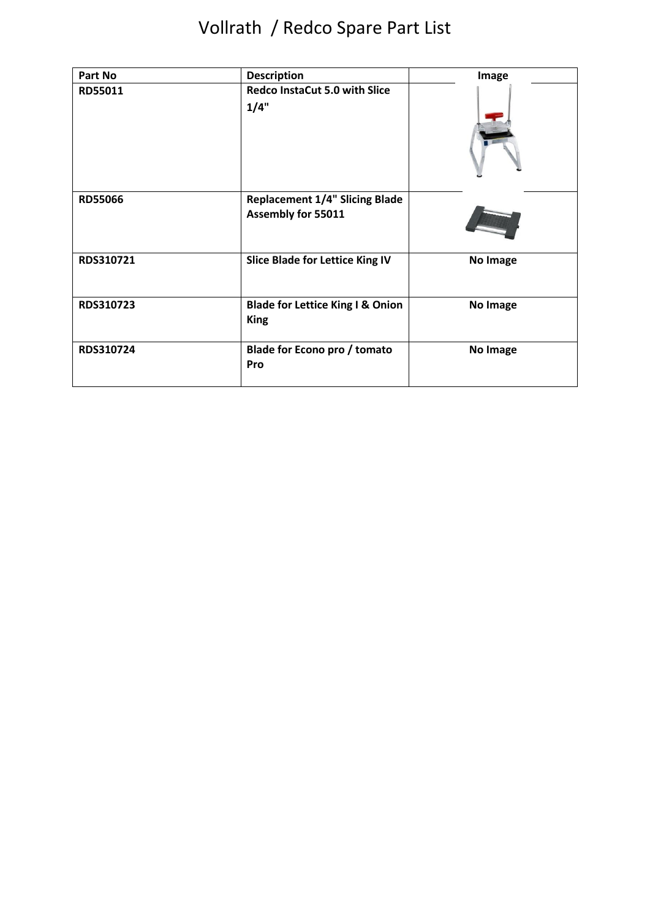# Vollrath / Redco Spare Part List

| Part No | Description | Image |
|---|---|---|
| RD55011 | **Redco InstaCut 5.0 with Slice 1/4"** | |
| RD55066 | **Replacement 1/4" Slicing Blade Assembly for 55011** | |
| RDS310721 | **Slice Blade for Lettice King IV** | **No Image** |
| RDS310723 | **Blade for Lettice King I & Onion King** | **No Image** |
| RDS310724 | **Blade for Econo pro / tomato Pro** | **No Image** |